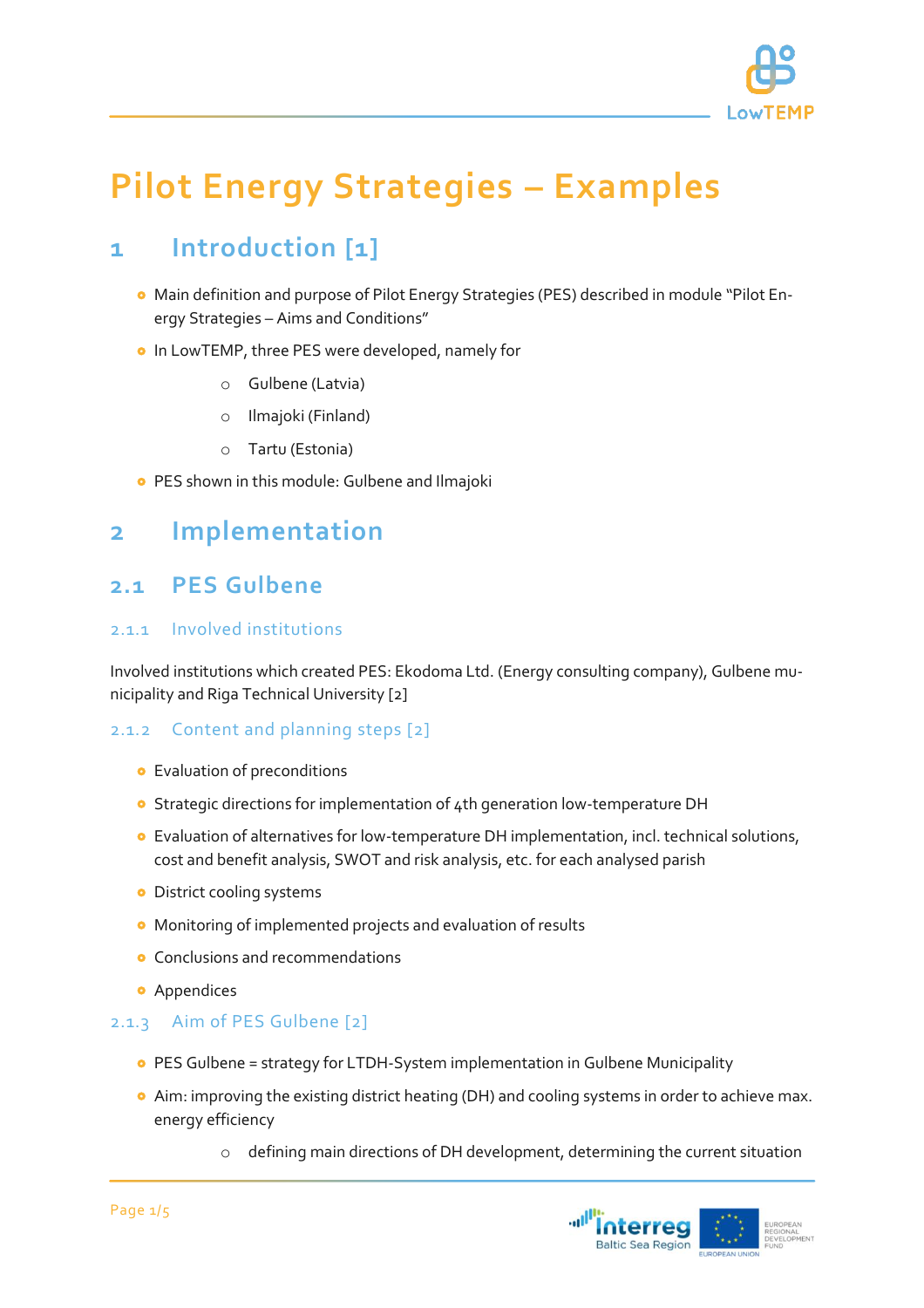# Pilot Energy Strategies – Examples

## 1 Introduction [1]

- Main definition and purpose of Pilot Energy Strategies (PES) described in module "Pilot Energy Strategies – Aims and Conditions"
- In LowTEMP, three PES were developed, namely for
  - Gulbene (Latvia)
  - Ilmajoki (Finland)
  - Tartu (Estonia)
- PES shown in this module: Gulbene and Ilmajoki

## 2 Implementation

### 2.1 PES Gulbene

#### 2.1.1 Involved institutions

Involved institutions which created PES: Ekodoma Ltd. (Energy consulting company), Gulbene municipality and Riga Technical University [2]

#### 2.1.2 Content and planning steps [2]

- Evaluation of preconditions
- Strategic directions for implementation of 4th generation low-temperature DH
- Evaluation of alternatives for low-temperature DH implementation, incl. technical solutions, cost and benefit analysis, SWOT and risk analysis, etc. for each analysed parish
- District cooling systems
- Monitoring of implemented projects and evaluation of results
- Conclusions and recommendations
- Appendices

#### 2.1.3 Aim of PES Gulbene [2]

- PES Gulbene = strategy for LTDH-System implementation in Gulbene Municipality
- Aim: improving the existing district heating (DH) and cooling systems in order to achieve max. energy efficiency
  - defining main directions of DH development, determining the current situation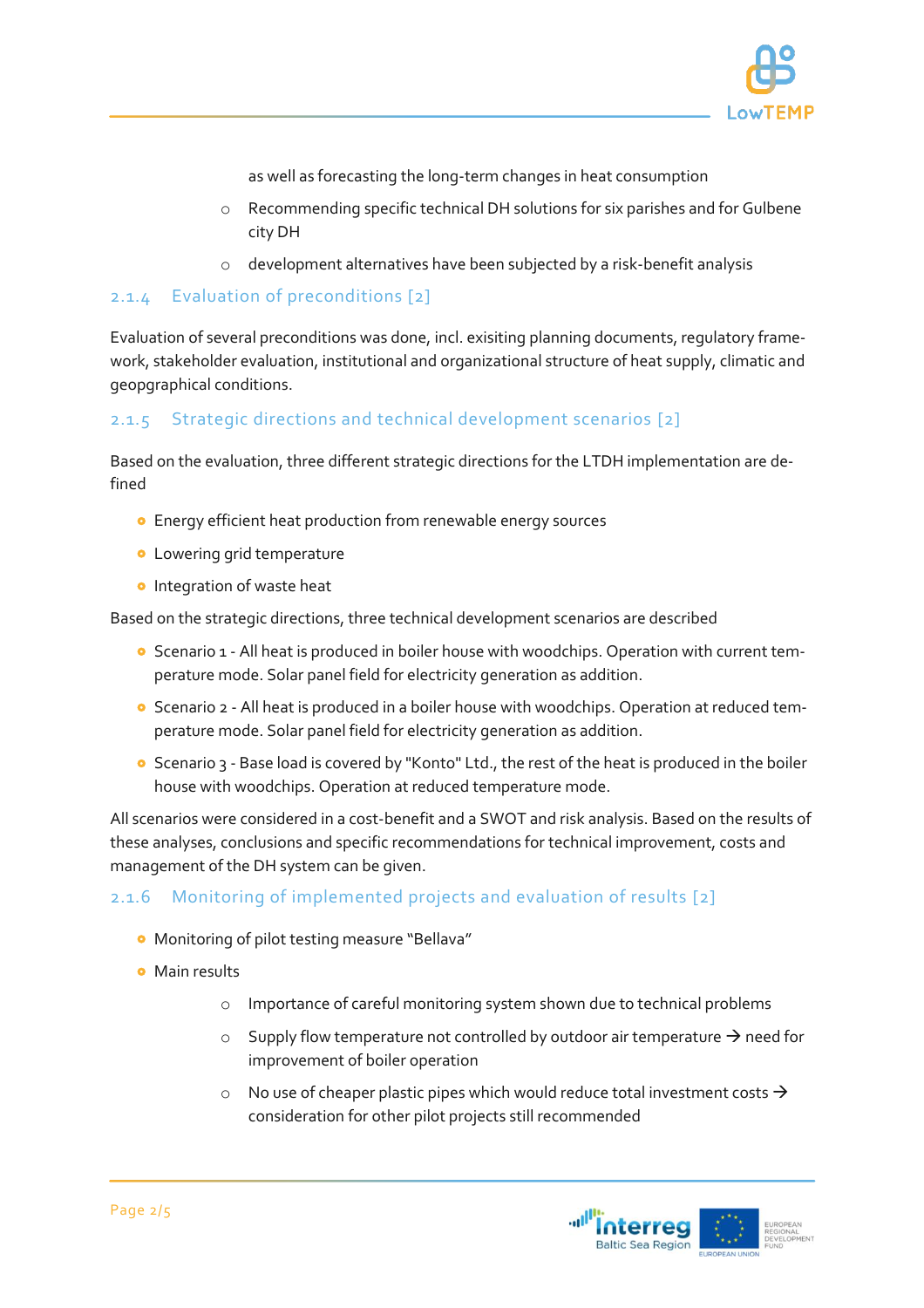as well as forecasting the long-term changes in heat consumption

  - Recommending specific technical DH solutions for six parishes and for Gulbene city DH
  - development alternatives have been subjected by a risk-benefit analysis

### 2.1.4 Evaluation of preconditions [2]

Evaluation of several preconditions was done, incl. exisiting planning documents, regulatory framework, stakeholder evaluation, institutional and organizational structure of heat supply, climatic and geopgraphical conditions.

### 2.1.5 Strategic directions and technical development scenarios [2]

Based on the evaluation, three different strategic directions for the LTDH implementation are defined

- Energy efficient heat production from renewable energy sources
- Lowering grid temperature
- Integration of waste heat

Based on the strategic directions, three technical development scenarios are described

- Scenario 1 - All heat is produced in boiler house with woodchips. Operation with current temperature mode. Solar panel field for electricity generation as addition.
- Scenario 2 - All heat is produced in a boiler house with woodchips. Operation at reduced temperature mode. Solar panel field for electricity generation as addition.
- Scenario 3 - Base load is covered by "Konto" Ltd., the rest of the heat is produced in the boiler house with woodchips. Operation at reduced temperature mode.

All scenarios were considered in a cost-benefit and a SWOT and risk analysis. Based on the results of these analyses, conclusions and specific recommendations for technical improvement, costs and management of the DH system can be given.

### 2.1.6 Monitoring of implemented projects and evaluation of results [2]

- Monitoring of pilot testing measure "Bellava"
- Main results
  - Importance of careful monitoring system shown due to technical problems
  - Supply flow temperature not controlled by outdoor air temperature → need for improvement of boiler operation
  - No use of cheaper plastic pipes which would reduce total investment costs → consideration for other pilot projects still recommended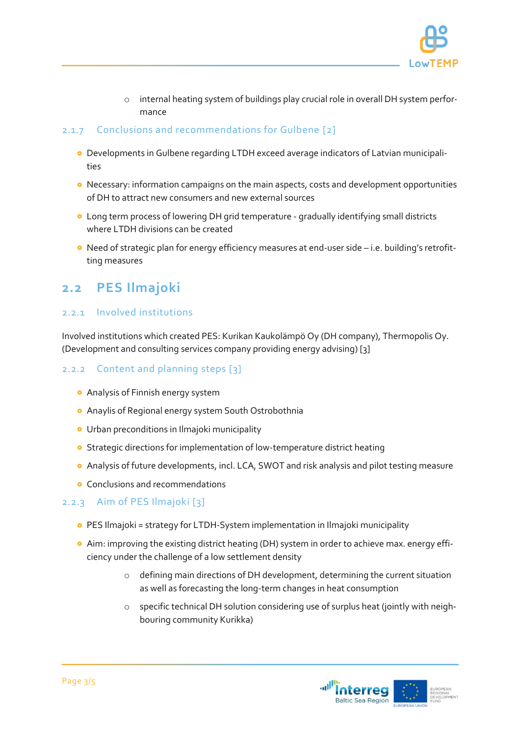- internal heating system of buildings play crucial role in overall DH system performance

### 2.1.7 Conclusions and recommendations for Gulbene [2]

- Developments in Gulbene regarding LTDH exceed average indicators of Latvian municipalities
- Necessary: information campaigns on the main aspects, costs and development opportunities of DH to attract new consumers and new external sources
- Long term process of lowering DH grid temperature - gradually identifying small districts where LTDH divisions can be created
- Need of strategic plan for energy efficiency measures at end-user side – i.e. building's retrofitting measures

## 2.2 PES Ilmajoki

### 2.2.1 Involved institutions

Involved institutions which created PES: Kurikan Kaukolämpö Oy (DH company), Thermopolis Oy. (Development and consulting services company providing energy advising) [3]

### 2.2.2 Content and planning steps [3]

- Analysis of Finnish energy system
- Anaylis of Regional energy system South Ostrobothnia
- Urban preconditions in Ilmajoki municipality
- Strategic directions for implementation of low-temperature district heating
- Analysis of future developments, incl. LCA, SWOT and risk analysis and pilot testing measure
- Conclusions and recommendations

### 2.2.3 Aim of PES Ilmajoki [3]

- PES Ilmajoki = strategy for LTDH-System implementation in Ilmajoki municipality
- Aim: improving the existing district heating (DH) system in order to achieve max. energy efficiency under the challenge of a low settlement density
  - defining main directions of DH development, determining the current situation as well as forecasting the long-term changes in heat consumption
  - specific technical DH solution considering use of surplus heat (jointly with neighbouring community Kurikka)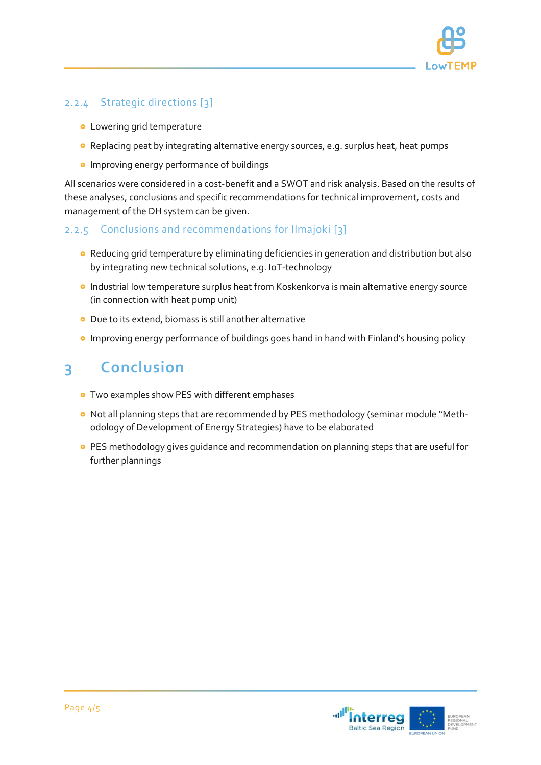### 2.2.4 Strategic directions [3]

- Lowering grid temperature
- Replacing peat by integrating alternative energy sources, e.g. surplus heat, heat pumps
- Improving energy performance of buildings

All scenarios were considered in a cost-benefit and a SWOT and risk analysis. Based on the results of these analyses, conclusions and specific recommendations for technical improvement, costs and management of the DH system can be given.

### 2.2.5 Conclusions and recommendations for Ilmajoki [3]

- Reducing grid temperature by eliminating deficiencies in generation and distribution but also by integrating new technical solutions, e.g. IoT-technology
- Industrial low temperature surplus heat from Koskenkorva is main alternative energy source (in connection with heat pump unit)
- Due to its extend, biomass is still another alternative
- Improving energy performance of buildings goes hand in hand with Finland's housing policy

# 3 Conclusion

- Two examples show PES with different emphases
- Not all planning steps that are recommended by PES methodology (seminar module "Methodology of Development of Energy Strategies) have to be elaborated
- PES methodology gives guidance and recommendation on planning steps that are useful for further plannings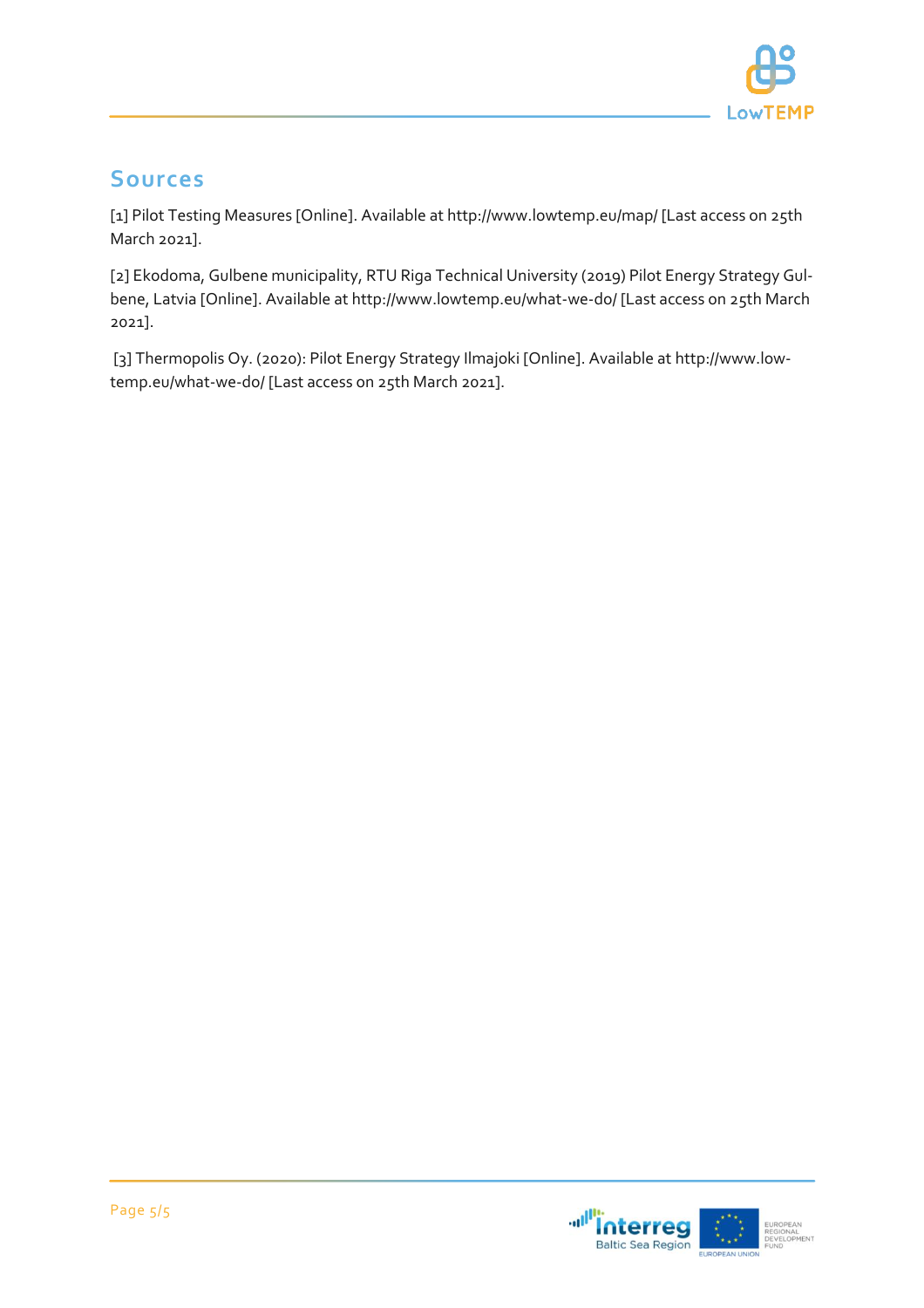## Sources

[1] Pilot Testing Measures [Online]. Available at http://www.lowtemp.eu/map/ [Last access on 25th March 2021].

[2] Ekodoma, Gulbene municipality, RTU Riga Technical University (2019) Pilot Energy Strategy Gulbene, Latvia [Online]. Available at http://www.lowtemp.eu/what-we-do/ [Last access on 25th March 2021].

[3] Thermopolis Oy. (2020): Pilot Energy Strategy Ilmajoki [Online]. Available at http://www.lowtemp.eu/what-we-do/ [Last access on 25th March 2021].